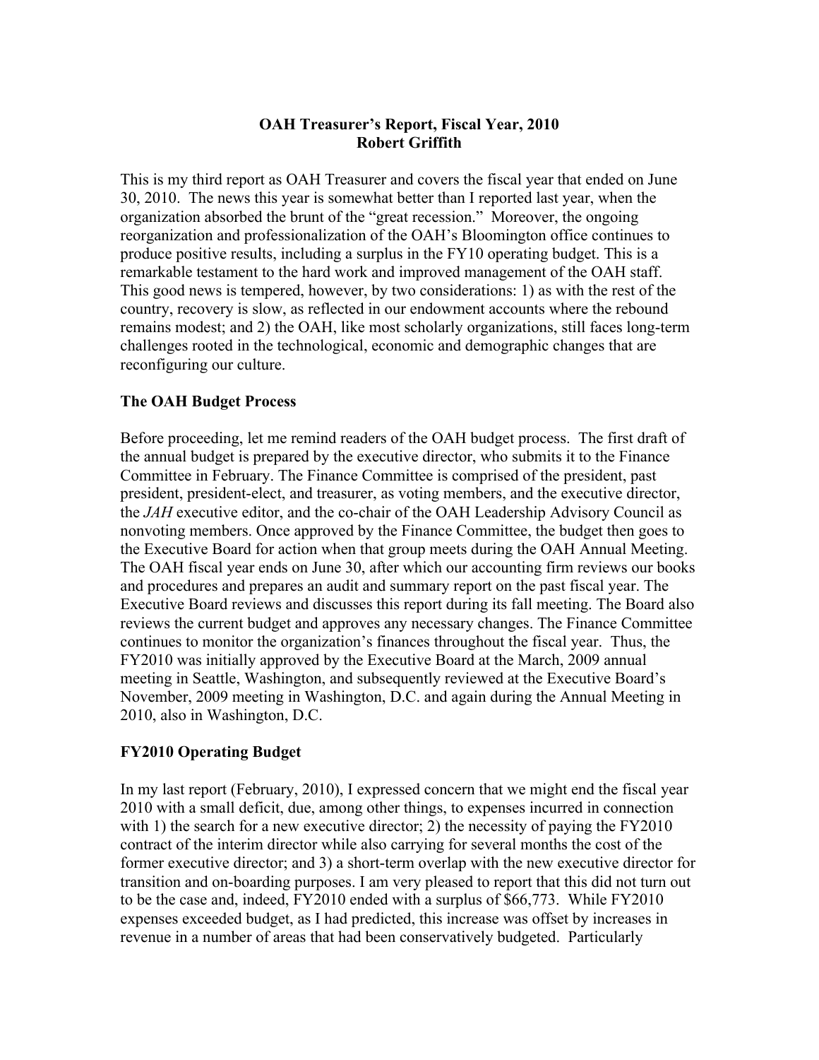# OAH Treasurer's Report, Fiscal Year, 2010
## Robert Griffith

This is my third report as OAH Treasurer and covers the fiscal year that ended on June 30, 2010. The news this year is somewhat better than I reported last year, when the organization absorbed the brunt of the "great recession." Moreover, the ongoing reorganization and professionalization of the OAH's Bloomington office continues to produce positive results, including a surplus in the FY10 operating budget. This is a remarkable testament to the hard work and improved management of the OAH staff. This good news is tempered, however, by two considerations: 1) as with the rest of the country, recovery is slow, as reflected in our endowment accounts where the rebound remains modest; and 2) the OAH, like most scholarly organizations, still faces long-term challenges rooted in the technological, economic and demographic changes that are reconfiguring our culture.

### The OAH Budget Process

Before proceeding, let me remind readers of the OAH budget process. The first draft of the annual budget is prepared by the executive director, who submits it to the Finance Committee in February. The Finance Committee is comprised of the president, past president, president-elect, and treasurer, as voting members, and the executive director, the *JAH* executive editor, and the co-chair of the OAH Leadership Advisory Council as nonvoting members. Once approved by the Finance Committee, the budget then goes to the Executive Board for action when that group meets during the OAH Annual Meeting. The OAH fiscal year ends on June 30, after which our accounting firm reviews our books and procedures and prepares an audit and summary report on the past fiscal year. The Executive Board reviews and discusses this report during its fall meeting. The Board also reviews the current budget and approves any necessary changes. The Finance Committee continues to monitor the organization's finances throughout the fiscal year. Thus, the FY2010 was initially approved by the Executive Board at the March, 2009 annual meeting in Seattle, Washington, and subsequently reviewed at the Executive Board's November, 2009 meeting in Washington, D.C. and again during the Annual Meeting in 2010, also in Washington, D.C.

### FY2010 Operating Budget

In my last report (February, 2010), I expressed concern that we might end the fiscal year 2010 with a small deficit, due, among other things, to expenses incurred in connection with 1) the search for a new executive director; 2) the necessity of paying the FY2010 contract of the interim director while also carrying for several months the cost of the former executive director; and 3) a short-term overlap with the new executive director for transition and on-boarding purposes. I am very pleased to report that this did not turn out to be the case and, indeed, FY2010 ended with a surplus of $66,773. While FY2010 expenses exceeded budget, as I had predicted, this increase was offset by increases in revenue in a number of areas that had been conservatively budgeted. Particularly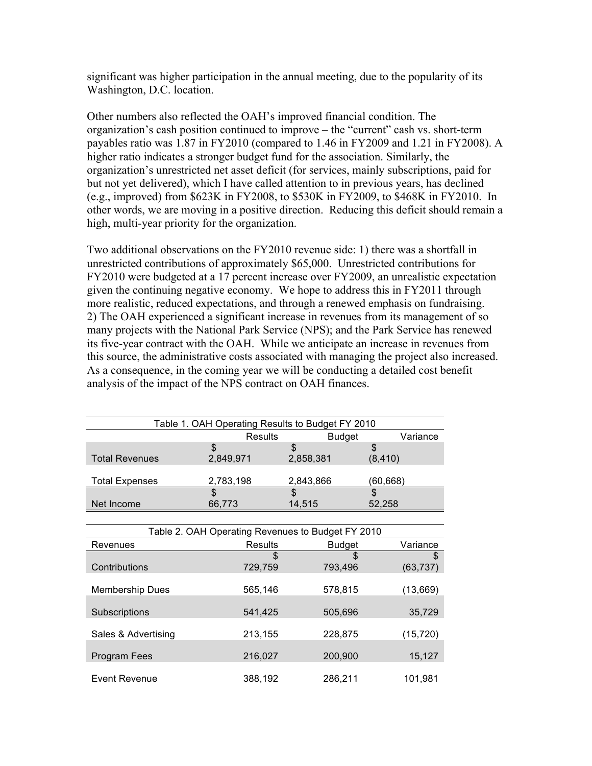significant was higher participation in the annual meeting, due to the popularity of its Washington, D.C. location.

Other numbers also reflected the OAH's improved financial condition. The organization's cash position continued to improve – the "current" cash vs. short-term payables ratio was 1.87 in FY2010 (compared to 1.46 in FY2009 and 1.21 in FY2008). A higher ratio indicates a stronger budget fund for the association. Similarly, the organization's unrestricted net asset deficit (for services, mainly subscriptions, paid for but not yet delivered), which I have called attention to in previous years, has declined (e.g., improved) from $623K in FY2008, to $530K in FY2009, to $468K in FY2010. In other words, we are moving in a positive direction. Reducing this deficit should remain a high, multi-year priority for the organization.

Two additional observations on the FY2010 revenue side: 1) there was a shortfall in unrestricted contributions of approximately $65,000. Unrestricted contributions for FY2010 were budgeted at a 17 percent increase over FY2009, an unrealistic expectation given the continuing negative economy. We hope to address this in FY2011 through more realistic, reduced expectations, and through a renewed emphasis on fundraising. 2) The OAH experienced a significant increase in revenues from its management of so many projects with the National Park Service (NPS); and the Park Service has renewed its five-year contract with the OAH. While we anticipate an increase in revenues from this source, the administrative costs associated with managing the project also increased. As a consequence, in the coming year we will be conducting a detailed cost benefit analysis of the impact of the NPS contract on OAH finances.

Table 1. OAH Operating Results to Budget FY 2010

| | Results | Budget | Variance |
|---|---|---|---|
| Total Revenues | $ 2,849,971 | $ 2,858,381 | $ (8,410) |
| Total Expenses | 2,783,198 | 2,843,866 | (60,668) |
| Net Income | $ 66,773 | $ 14,515 | $ 52,258 |

Table 2. OAH Operating Revenues to Budget FY 2010

| Revenues | Results | Budget | Variance |
|---|---|---|---|
| Contributions | $ 729,759 | $ 793,496 | $ (63,737) |
| Membership Dues | 565,146 | 578,815 | (13,669) |
| Subscriptions | 541,425 | 505,696 | 35,729 |
| Sales & Advertising | 213,155 | 228,875 | (15,720) |
| Program Fees | 216,027 | 200,900 | 15,127 |
| Event Revenue | 388,192 | 286,211 | 101,981 |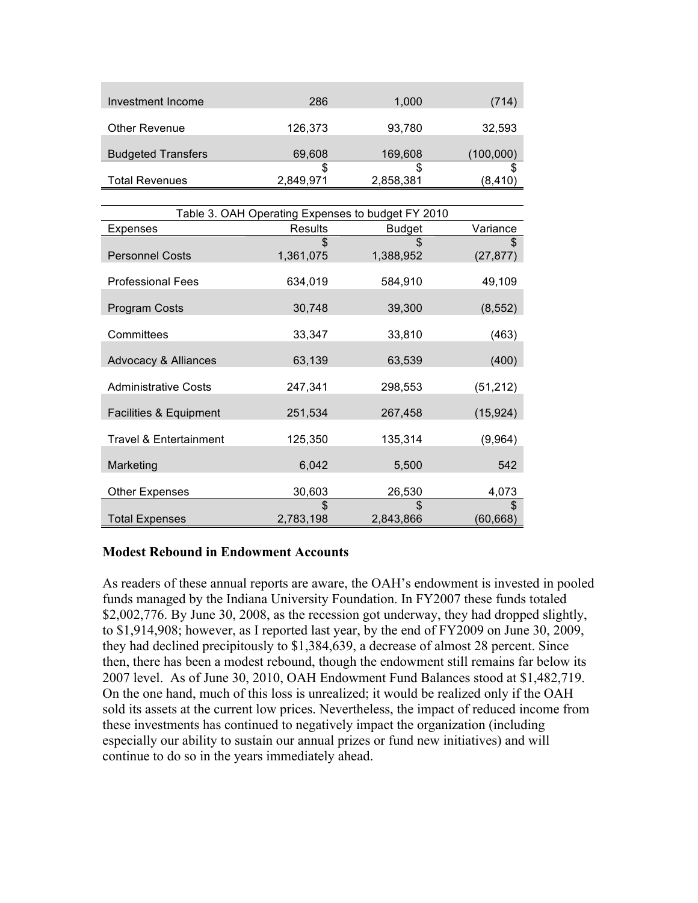| | | | |
|---|---|---|---|
| Investment Income | 286 | 1,000 | (714) |
| Other Revenue | 126,373 | 93,780 | 32,593 |
| Budgeted Transfers | 69,608 | 169,608 | (100,000) |
| Total Revenues | $ 2,849,971 | $ 2,858,381 | $ (8,410) |

| Table 3. OAH Operating Expenses to budget FY 2010 | | | |
|---|---|---|---|
| Expenses | Results | Budget | Variance |
| Personnel Costs | $ 1,361,075 | $ 1,388,952 | $ (27,877) |
| Professional Fees | 634,019 | 584,910 | 49,109 |
| Program Costs | 30,748 | 39,300 | (8,552) |
| Committees | 33,347 | 33,810 | (463) |
| Advocacy & Alliances | 63,139 | 63,539 | (400) |
| Administrative Costs | 247,341 | 298,553 | (51,212) |
| Facilities & Equipment | 251,534 | 267,458 | (15,924) |
| Travel & Entertainment | 125,350 | 135,314 | (9,964) |
| Marketing | 6,042 | 5,500 | 542 |
| Other Expenses | 30,603 | 26,530 | 4,073 |
| Total Expenses | $ 2,783,198 | $ 2,843,866 | $ (60,668) |

**Modest Rebound in Endowment Accounts**

As readers of these annual reports are aware, the OAH's endowment is invested in pooled funds managed by the Indiana University Foundation. In FY2007 these funds totaled $2,002,776. By June 30, 2008, as the recession got underway, they had dropped slightly, to $1,914,908; however, as I reported last year, by the end of FY2009 on June 30, 2009, they had declined precipitously to $1,384,639, a decrease of almost 28 percent. Since then, there has been a modest rebound, though the endowment still remains far below its 2007 level. As of June 30, 2010, OAH Endowment Fund Balances stood at $1,482,719. On the one hand, much of this loss is unrealized; it would be realized only if the OAH sold its assets at the current low prices. Nevertheless, the impact of reduced income from these investments has continued to negatively impact the organization (including especially our ability to sustain our annual prizes or fund new initiatives) and will continue to do so in the years immediately ahead.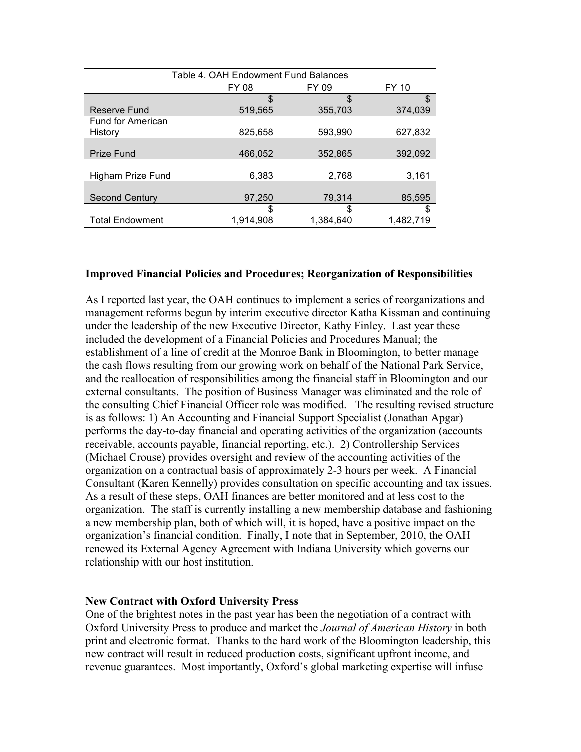Table 4. OAH Endowment Fund Balances

| | FY 08 | FY 09 | FY 10 |
|---|---|---|---|
| Reserve Fund | $ 519,565 | $ 355,703 | $ 374,039 |
| Fund for American History | 825,658 | 593,990 | 627,832 |
| Prize Fund | 466,052 | 352,865 | 392,092 |
| Higham Prize Fund | 6,383 | 2,768 | 3,161 |
| Second Century | 97,250 | 79,314 | 85,595 |
| Total Endowment | $ 1,914,908 | $ 1,384,640 | $ 1,482,719 |

**Improved Financial Policies and Procedures; Reorganization of Responsibilities**

As I reported last year, the OAH continues to implement a series of reorganizations and management reforms begun by interim executive director Katha Kissman and continuing under the leadership of the new Executive Director, Kathy Finley. Last year these included the development of a Financial Policies and Procedures Manual; the establishment of a line of credit at the Monroe Bank in Bloomington, to better manage the cash flows resulting from our growing work on behalf of the National Park Service, and the reallocation of responsibilities among the financial staff in Bloomington and our external consultants. The position of Business Manager was eliminated and the role of the consulting Chief Financial Officer role was modified. The resulting revised structure is as follows: 1) An Accounting and Financial Support Specialist (Jonathan Apgar) performs the day-to-day financial and operating activities of the organization (accounts receivable, accounts payable, financial reporting, etc.). 2) Controllership Services (Michael Crouse) provides oversight and review of the accounting activities of the organization on a contractual basis of approximately 2-3 hours per week. A Financial Consultant (Karen Kennelly) provides consultation on specific accounting and tax issues. As a result of these steps, OAH finances are better monitored and at less cost to the organization. The staff is currently installing a new membership database and fashioning a new membership plan, both of which will, it is hoped, have a positive impact on the organization's financial condition. Finally, I note that in September, 2010, the OAH renewed its External Agency Agreement with Indiana University which governs our relationship with our host institution.

**New Contract with Oxford University Press**

One of the brightest notes in the past year has been the negotiation of a contract with Oxford University Press to produce and market the *Journal of American History* in both print and electronic format. Thanks to the hard work of the Bloomington leadership, this new contract will result in reduced production costs, significant upfront income, and revenue guarantees. Most importantly, Oxford's global marketing expertise will infuse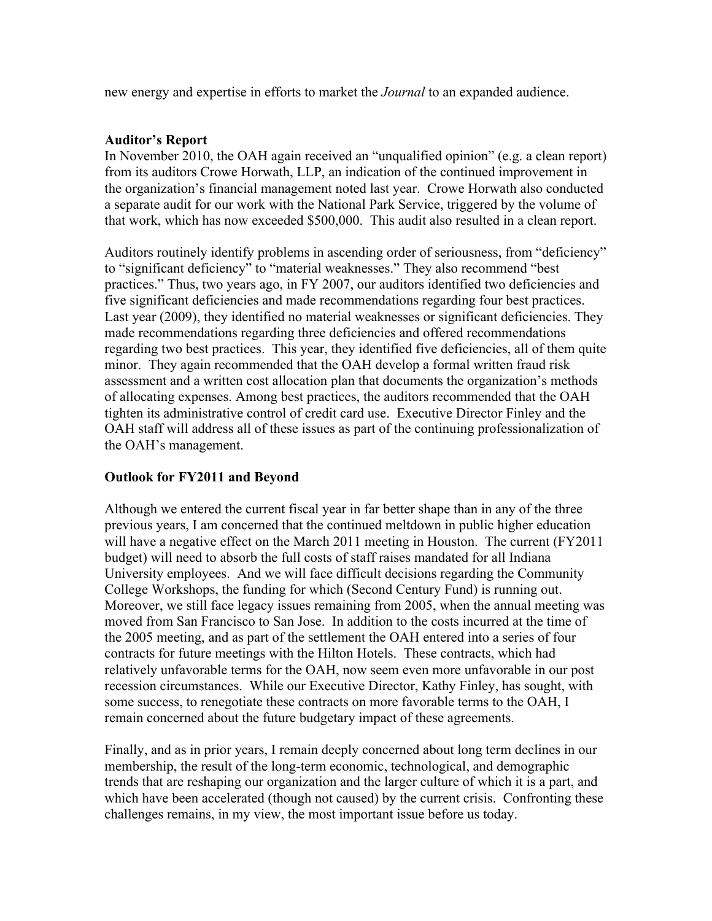new energy and expertise in efforts to market the *Journal* to an expanded audience.

**Auditor's Report**

In November 2010, the OAH again received an "unqualified opinion" (e.g. a clean report) from its auditors Crowe Horwath, LLP, an indication of the continued improvement in the organization's financial management noted last year. Crowe Horwath also conducted a separate audit for our work with the National Park Service, triggered by the volume of that work, which has now exceeded $500,000. This audit also resulted in a clean report.

Auditors routinely identify problems in ascending order of seriousness, from "deficiency" to "significant deficiency" to "material weaknesses." They also recommend "best practices." Thus, two years ago, in FY 2007, our auditors identified two deficiencies and five significant deficiencies and made recommendations regarding four best practices. Last year (2009), they identified no material weaknesses or significant deficiencies. They made recommendations regarding three deficiencies and offered recommendations regarding two best practices. This year, they identified five deficiencies, all of them quite minor. They again recommended that the OAH develop a formal written fraud risk assessment and a written cost allocation plan that documents the organization's methods of allocating expenses. Among best practices, the auditors recommended that the OAH tighten its administrative control of credit card use. Executive Director Finley and the OAH staff will address all of these issues as part of the continuing professionalization of the OAH's management.

**Outlook for FY2011 and Beyond**

Although we entered the current fiscal year in far better shape than in any of the three previous years, I am concerned that the continued meltdown in public higher education will have a negative effect on the March 2011 meeting in Houston. The current (FY2011 budget) will need to absorb the full costs of staff raises mandated for all Indiana University employees. And we will face difficult decisions regarding the Community College Workshops, the funding for which (Second Century Fund) is running out. Moreover, we still face legacy issues remaining from 2005, when the annual meeting was moved from San Francisco to San Jose. In addition to the costs incurred at the time of the 2005 meeting, and as part of the settlement the OAH entered into a series of four contracts for future meetings with the Hilton Hotels. These contracts, which had relatively unfavorable terms for the OAH, now seem even more unfavorable in our post recession circumstances. While our Executive Director, Kathy Finley, has sought, with some success, to renegotiate these contracts on more favorable terms to the OAH, I remain concerned about the future budgetary impact of these agreements.

Finally, and as in prior years, I remain deeply concerned about long term declines in our membership, the result of the long-term economic, technological, and demographic trends that are reshaping our organization and the larger culture of which it is a part, and which have been accelerated (though not caused) by the current crisis. Confronting these challenges remains, in my view, the most important issue before us today.